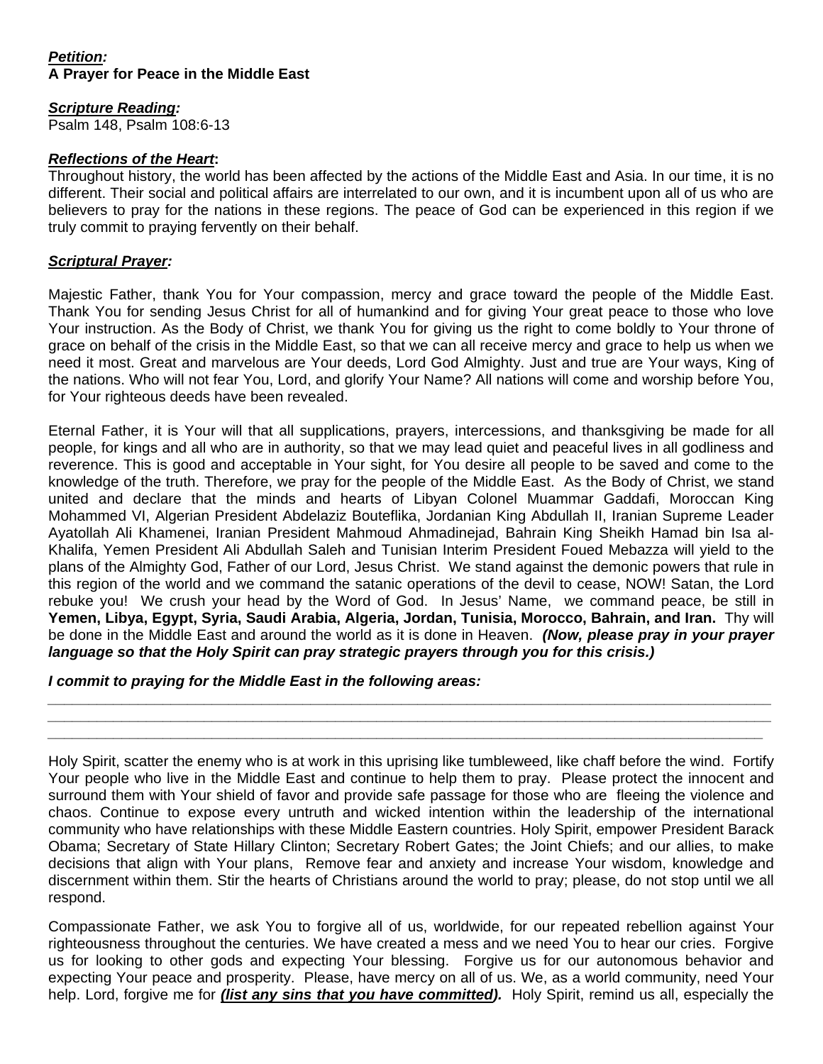***Petition:***
**A Prayer for Peace in the Middle East**

***Scripture Reading:***
Psalm 148, Psalm 108:6-13

***Reflections of the Heart*:**
Throughout history, the world has been affected by the actions of the Middle East and Asia. In our time, it is no different. Their social and political affairs are interrelated to our own, and it is incumbent upon all of us who are believers to pray for the nations in these regions. The peace of God can be experienced in this region if we truly commit to praying fervently on their behalf.

***Scriptural Prayer:***

Majestic Father, thank You for Your compassion, mercy and grace toward the people of the Middle East. Thank You for sending Jesus Christ for all of humankind and for giving Your great peace to those who love Your instruction. As the Body of Christ, we thank You for giving us the right to come boldly to Your throne of grace on behalf of the crisis in the Middle East, so that we can all receive mercy and grace to help us when we need it most. Great and marvelous are Your deeds, Lord God Almighty. Just and true are Your ways, King of the nations. Who will not fear You, Lord, and glorify Your Name? All nations will come and worship before You, for Your righteous deeds have been revealed.

Eternal Father, it is Your will that all supplications, prayers, intercessions, and thanksgiving be made for all people, for kings and all who are in authority, so that we may lead quiet and peaceful lives in all godliness and reverence. This is good and acceptable in Your sight, for You desire all people to be saved and come to the knowledge of the truth. Therefore, we pray for the people of the Middle East. As the Body of Christ, we stand united and declare that the minds and hearts of Libyan Colonel Muammar Gaddafi, Moroccan King Mohammed VI, Algerian President Abdelaziz Bouteflika, Jordanian King Abdullah II, Iranian Supreme Leader Ayatollah Ali Khamenei, Iranian President Mahmoud Ahmadinejad, Bahrain King Sheikh Hamad bin Isa al-Khalifa, Yemen President Ali Abdullah Saleh and Tunisian Interim President Foued Mebazza will yield to the plans of the Almighty God, Father of our Lord, Jesus Christ. We stand against the demonic powers that rule in this region of the world and we command the satanic operations of the devil to cease, NOW! Satan, the Lord rebuke you! We crush your head by the Word of God. In Jesus' Name, we command peace, be still in **Yemen, Libya, Egypt, Syria, Saudi Arabia, Algeria, Jordan, Tunisia, Morocco, Bahrain, and Iran.** Thy will be done in the Middle East and around the world as it is done in Heaven. ***(Now, please pray in your prayer language so that the Holy Spirit can pray strategic prayers through you for this crisis.)***

***I commit to praying for the Middle East in the following areas:***
___________________________________________________________________________________________
___________________________________________________________________________________________
___________________________________________________________________________________________

Holy Spirit, scatter the enemy who is at work in this uprising like tumbleweed, like chaff before the wind. Fortify Your people who live in the Middle East and continue to help them to pray. Please protect the innocent and surround them with Your shield of favor and provide safe passage for those who are fleeing the violence and chaos. Continue to expose every untruth and wicked intention within the leadership of the international community who have relationships with these Middle Eastern countries. Holy Spirit, empower President Barack Obama; Secretary of State Hillary Clinton; Secretary Robert Gates; the Joint Chiefs; and our allies, to make decisions that align with Your plans, Remove fear and anxiety and increase Your wisdom, knowledge and discernment within them. Stir the hearts of Christians around the world to pray; please, do not stop until we all respond.

Compassionate Father, we ask You to forgive all of us, worldwide, for our repeated rebellion against Your righteousness throughout the centuries. We have created a mess and we need You to hear our cries. Forgive us for looking to other gods and expecting Your blessing. Forgive us for our autonomous behavior and expecting Your peace and prosperity. Please, have mercy on all of us. We, as a world community, need Your help. Lord, forgive me for ***(list any sins that you have committed).*** Holy Spirit, remind us all, especially the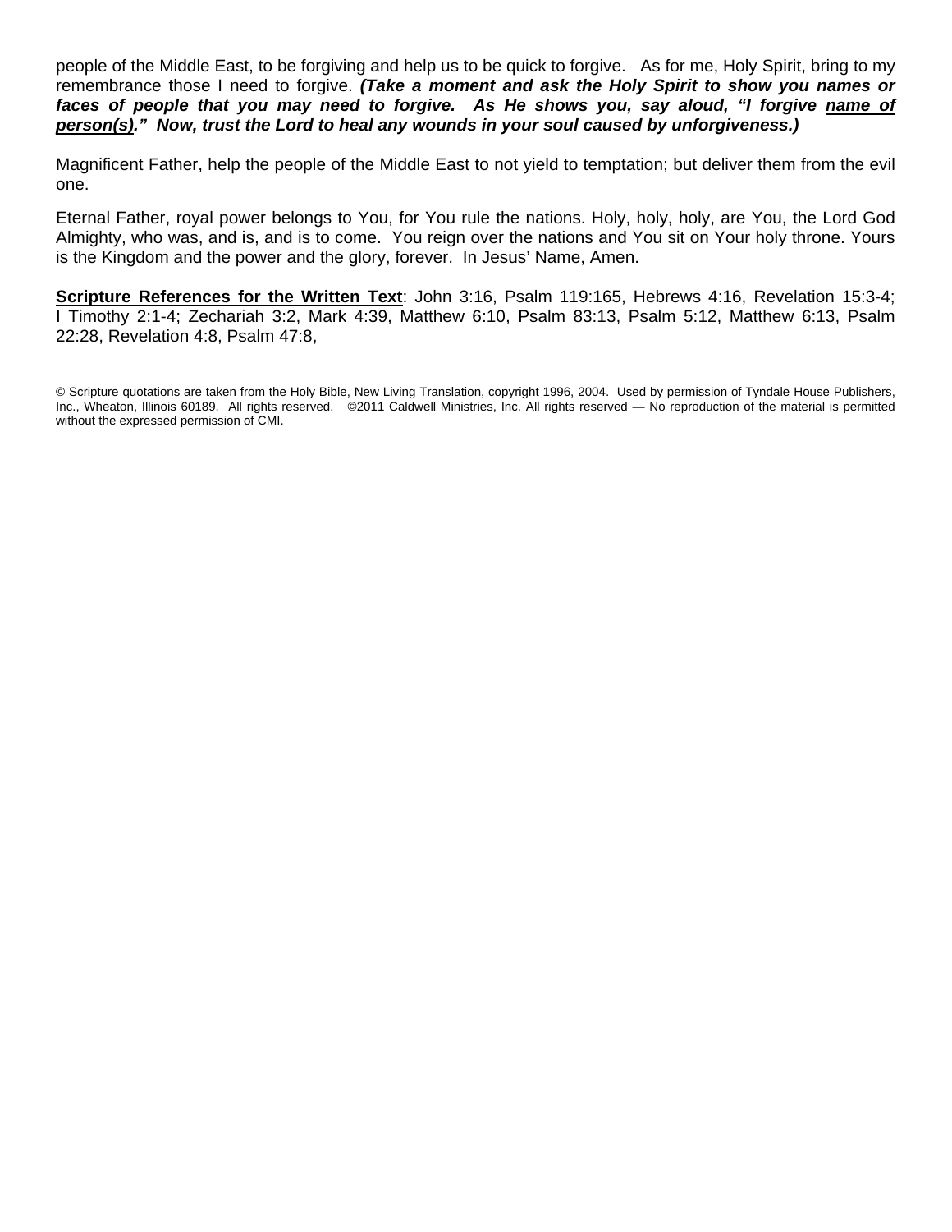people of the Middle East, to be forgiving and help us to be quick to forgive. As for me, Holy Spirit, bring to my remembrance those I need to forgive. ***(Take a moment and ask the Holy Spirit to show you names or faces of people that you may need to forgive. As He shows you, say aloud, "I forgive <u>name of person(s)</u>." Now, trust the Lord to heal any wounds in your soul caused by unforgiveness.)***

Magnificent Father, help the people of the Middle East to not yield to temptation; but deliver them from the evil one.

Eternal Father, royal power belongs to You, for You rule the nations. Holy, holy, holy, are You, the Lord God Almighty, who was, and is, and is to come. You reign over the nations and You sit on Your holy throne. Yours is the Kingdom and the power and the glory, forever. In Jesus' Name, Amen.

**<u>Scripture References for the Written Text</u>**: John 3:16, Psalm 119:165, Hebrews 4:16, Revelation 15:3-4; I Timothy 2:1-4; Zechariah 3:2, Mark 4:39, Matthew 6:10, Psalm 83:13, Psalm 5:12, Matthew 6:13, Psalm 22:28, Revelation 4:8, Psalm 47:8,

© Scripture quotations are taken from the Holy Bible, New Living Translation, copyright 1996, 2004. Used by permission of Tyndale House Publishers, Inc., Wheaton, Illinois 60189. All rights reserved. ©2011 Caldwell Ministries, Inc. All rights reserved — No reproduction of the material is permitted without the expressed permission of CMI.